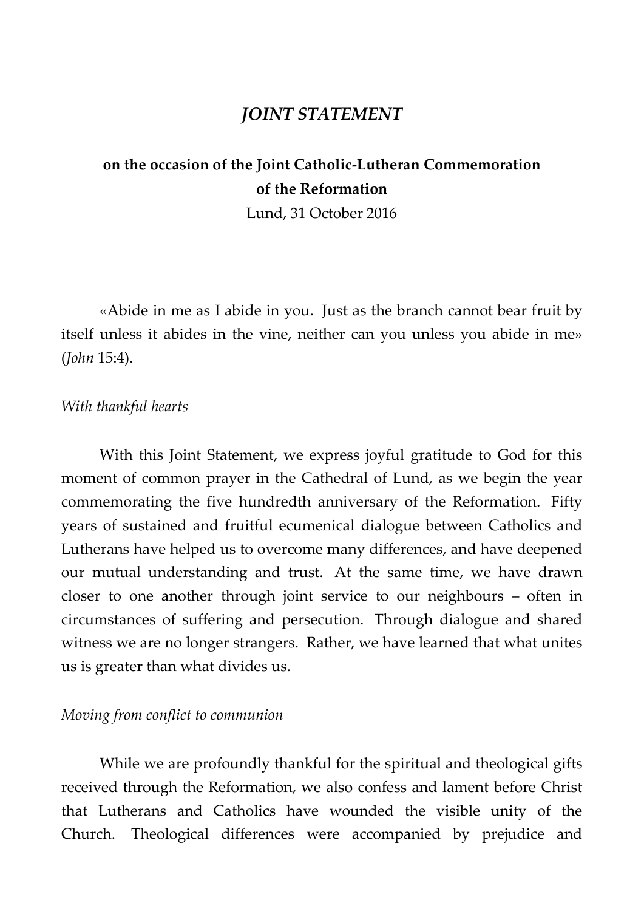# *JOINT STATEMENT*

## on the occasion of the Joint Catholic-Lutheran Commemoration of the Reformation

Lund, 31 October 2016

«Abide in me as I abide in you. Just as the branch cannot bear fruit by itself unless it abides in the vine, neither can you unless you abide in me» (*John* 15:4).

*With thankful hearts*

With this Joint Statement, we express joyful gratitude to God for this moment of common prayer in the Cathedral of Lund, as we begin the year commemorating the five hundredth anniversary of the Reformation. Fifty years of sustained and fruitful ecumenical dialogue between Catholics and Lutherans have helped us to overcome many differences, and have deepened our mutual understanding and trust. At the same time, we have drawn closer to one another through joint service to our neighbours – often in circumstances of suffering and persecution. Through dialogue and shared witness we are no longer strangers. Rather, we have learned that what unites us is greater than what divides us.

*Moving from conflict to communion*

While we are profoundly thankful for the spiritual and theological gifts received through the Reformation, we also confess and lament before Christ that Lutherans and Catholics have wounded the visible unity of the Church. Theological differences were accompanied by prejudice and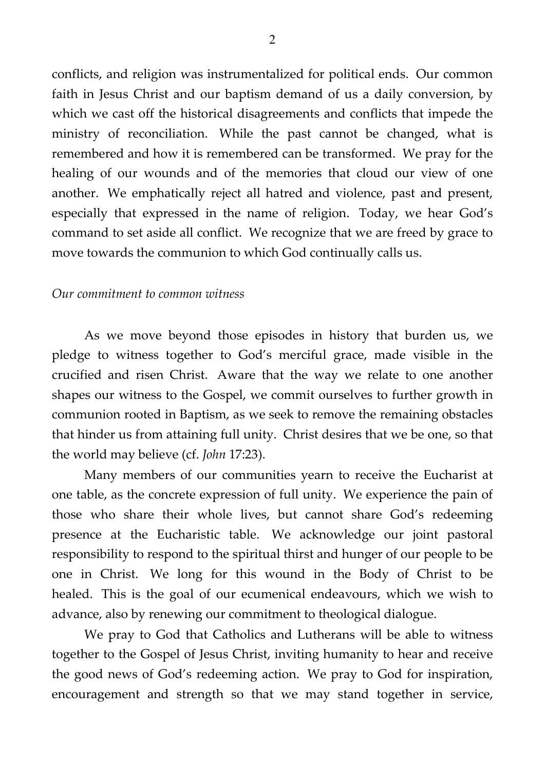conflicts, and religion was instrumentalized for political ends. Our common faith in Jesus Christ and our baptism demand of us a daily conversion, by which we cast off the historical disagreements and conflicts that impede the ministry of reconciliation. While the past cannot be changed, what is remembered and how it is remembered can be transformed. We pray for the healing of our wounds and of the memories that cloud our view of one another. We emphatically reject all hatred and violence, past and present, especially that expressed in the name of religion. Today, we hear God's command to set aside all conflict. We recognize that we are freed by grace to move towards the communion to which God continually calls us.

*Our commitment to common witness*

As we move beyond those episodes in history that burden us, we pledge to witness together to God's merciful grace, made visible in the crucified and risen Christ. Aware that the way we relate to one another shapes our witness to the Gospel, we commit ourselves to further growth in communion rooted in Baptism, as we seek to remove the remaining obstacles that hinder us from attaining full unity. Christ desires that we be one, so that the world may believe (cf. *John* 17:23).

Many members of our communities yearn to receive the Eucharist at one table, as the concrete expression of full unity. We experience the pain of those who share their whole lives, but cannot share God's redeeming presence at the Eucharistic table. We acknowledge our joint pastoral responsibility to respond to the spiritual thirst and hunger of our people to be one in Christ. We long for this wound in the Body of Christ to be healed. This is the goal of our ecumenical endeavours, which we wish to advance, also by renewing our commitment to theological dialogue.

We pray to God that Catholics and Lutherans will be able to witness together to the Gospel of Jesus Christ, inviting humanity to hear and receive the good news of God's redeeming action. We pray to God for inspiration, encouragement and strength so that we may stand together in service,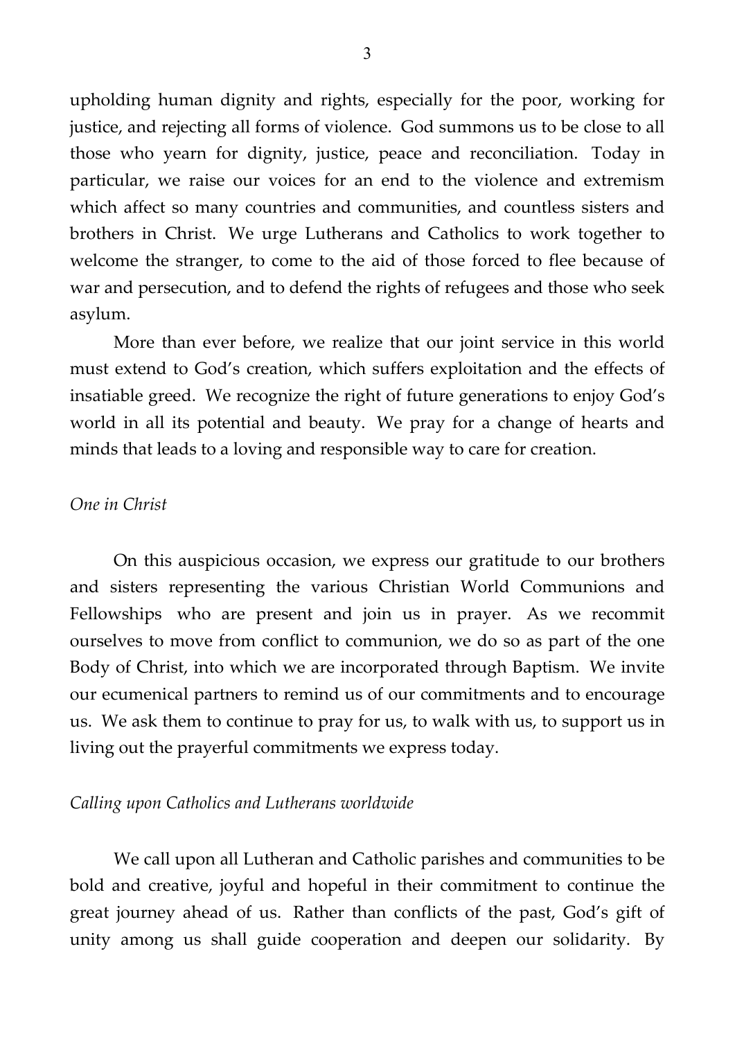upholding human dignity and rights, especially for the poor, working for justice, and rejecting all forms of violence. God summons us to be close to all those who yearn for dignity, justice, peace and reconciliation. Today in particular, we raise our voices for an end to the violence and extremism which affect so many countries and communities, and countless sisters and brothers in Christ. We urge Lutherans and Catholics to work together to welcome the stranger, to come to the aid of those forced to flee because of war and persecution, and to defend the rights of refugees and those who seek asylum.

More than ever before, we realize that our joint service in this world must extend to God's creation, which suffers exploitation and the effects of insatiable greed. We recognize the right of future generations to enjoy God's world in all its potential and beauty. We pray for a change of hearts and minds that leads to a loving and responsible way to care for creation.

*One in Christ*

On this auspicious occasion, we express our gratitude to our brothers and sisters representing the various Christian World Communions and Fellowships who are present and join us in prayer. As we recommit ourselves to move from conflict to communion, we do so as part of the one Body of Christ, into which we are incorporated through Baptism. We invite our ecumenical partners to remind us of our commitments and to encourage us. We ask them to continue to pray for us, to walk with us, to support us in living out the prayerful commitments we express today.

*Calling upon Catholics and Lutherans worldwide*

We call upon all Lutheran and Catholic parishes and communities to be bold and creative, joyful and hopeful in their commitment to continue the great journey ahead of us. Rather than conflicts of the past, God's gift of unity among us shall guide cooperation and deepen our solidarity. By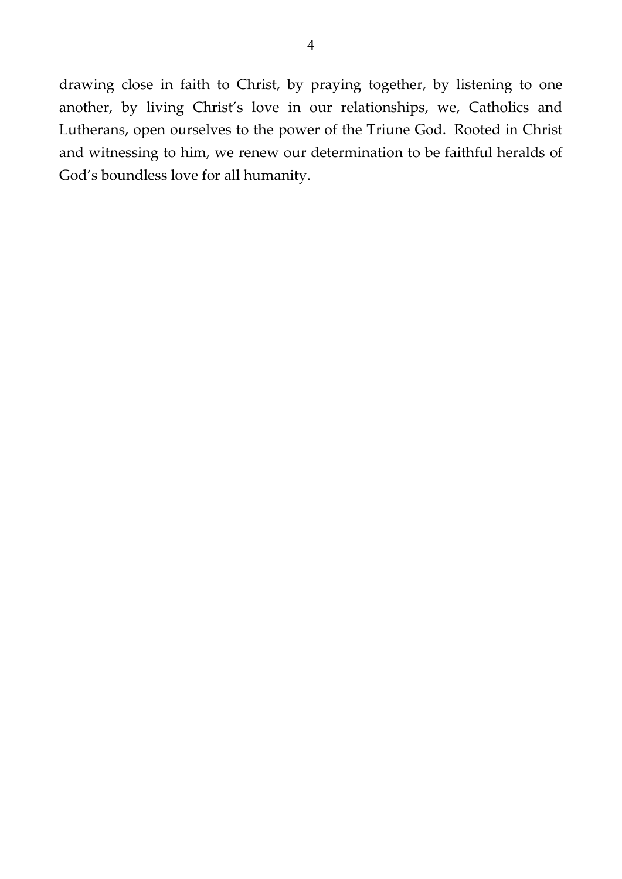drawing close in faith to Christ, by praying together, by listening to one another, by living Christ's love in our relationships, we, Catholics and Lutherans, open ourselves to the power of the Triune God. Rooted in Christ and witnessing to him, we renew our determination to be faithful heralds of God's boundless love for all humanity.